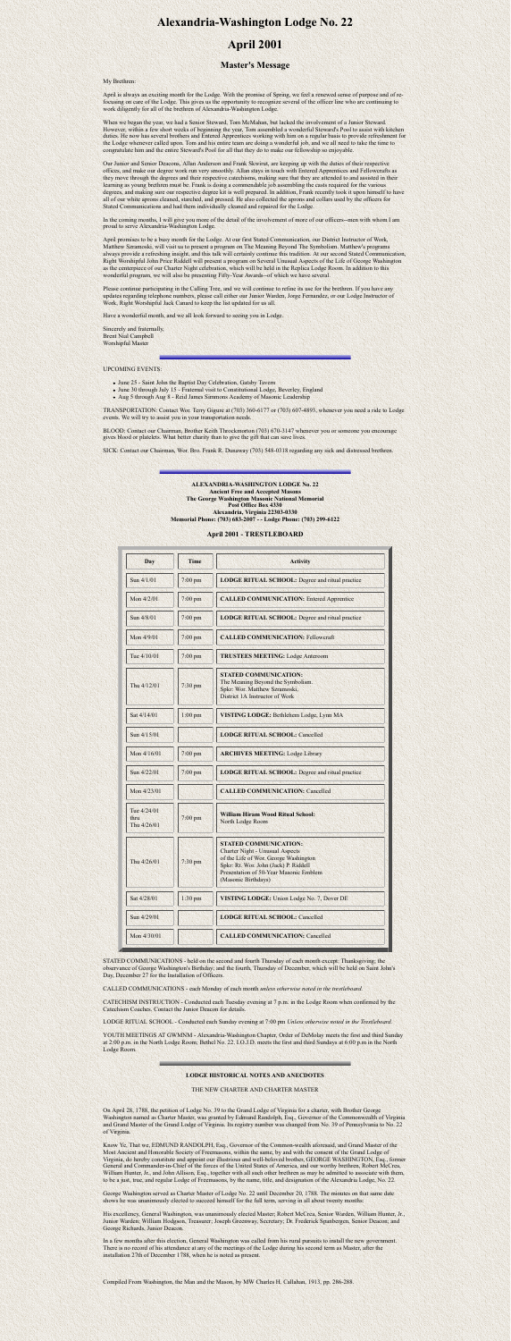# Alexandria-Washington Lodge No. 22

# April 2001

## Master's Message

My Brethren:

April is always an exciting month for the Lodge. With the promise of Spring, we feel a renewed sense of purpose and of re-focusing on care of the Lodge. This gives us the opportunity to recognize several of the officer line who are continuing to work diligently for all of the brethren of Alexandria-Washington Lodge.

When we began the year, we had a Senior Steward, Tom McMahan, but lacked the involvement of a Junior Steward. However, within a few short weeks of beginning the year, Tom assembled a wonderful Steward's Pool to assist with kitchen duties. He now has several brothers and Entered Apprentices working with him on a regular basis to provide refreshment for the Lodge whenever called upon. Tom and his entire team are doing a wonderful job, and we all need to take the time to congratulate him and the entire Steward's Pool for all that they do to make our fellowship so enjoyable.

Our Junior and Senior Deacons, Allan Anderson and Frank Skwirut, are keeping up with the duties of their respective offices, and make our degree work run very smoothly. Allan stays in touch with Entered Apprentices and Fellowcrafts as they move through the degrees and their respective catechisms, making sure that they are attended to and assisted in their learning as young brethren must be. Frank is doing a commendable job assembling the casts required for the various degrees, and making sure our respective degree kit is well prepared. In addition, Frank recently took it upon himself to have all of our white aprons cleaned, starched, and pressed. He also collected the aprons and collars used by the officers for Stated Communications and had them individually cleaned and repaired for the Lodge.

In the coming months, I will give you more of the detail of the involvement of more of our officers--men with whom I am proud to serve Alexandria-Washington Lodge.

April promises to be a busy month for the Lodge. At our first Stated Communication, our District Instructor of Work, Matthew Szramoski, will visit us to present a program on The Meaning Beyond The Symbolism. Matthew's programs always provide a refreshing insight, and this talk will certainly continue this tradition. At our second Stated Communication, Right Worshipful John Price Riddell will present a program on Several Unusual Aspects of the Life of George Washington as the centerpiece of our Charter Night celebration, which will be held in the Replica Lodge Room. In addition to this wonderful program, we will also be presenting Fifty-Year Awards--of which we have several.

Please continue participating in the Calling Tree, and we will continue to refine its use for the brethren. If you have any updates regarding telephone numbers, please call either our Junior Warden, Jorge Fernandez, or our Lodge Instructor of Work, Right Worshipful Jack Canard to keep the list updated for us all.

Have a wonderful month, and we all look forward to seeing you in Lodge.

Sincerely and fraternally,
Brent Neal Campbell
Worshipful Master

UPCOMING EVENTS:

- June 25 - Saint John the Baptist Day Celebration, Gatsby Tavern
- June 30 through July 15 - Fraternal visit to Constitutional Lodge, Beverley, England
- Aug 5 through Aug 8 - Reid James Simmons Academy of Masonic Leadership

TRANSPORTATION: Contact Wor. Terry Gipure at (703) 360-6177 or (703) 607-4893, whenever you need a ride to Lodge events. We will try to assist you in your transportation needs.

BLOOD: Contact our Chairman, Brother Keith Throckmorton (703) 670-3147 whenever you or someone you encourage gives blood or platelets. What better charity than to give the gift that can save lives.

SICK: Contact our Chairman, Wor. Bro. Frank R. Dunaway (703) 548-0318 regarding any sick and distressed brethren.

**ALEXANDRIA-WASHINGTON LODGE No. 22**
**Ancient Free and Accepted Masons**
**The George Washington Masonic National Memorial**
**Post Office Box 4330**
**Alexandria, Virginia 22303-0330**
**Memorial Phone: (703) 683-2007 - - Lodge Phone: (703) 299-6122**

### April 2001 - TRESTLEBOARD

| Day | Time | Activity |
|---|---|---|
| Sun 4/1/01 | 7:00 pm | **LODGE RITUAL SCHOOL:** Degree and ritual practice |
| Mon 4/2/01 | 7:00 pm | **CALLED COMMUNICATION:** Entered Apprentice |
| Sun 4/8/01 | 7:00 pm | **LODGE RITUAL SCHOOL:** Degree and ritual practice |
| Mon 4/9/01 | 7:00 pm | **CALLED COMMUNICATION:** Fellowcraft |
| Tue 4/10/01 | 7:00 pm | **TRUSTEES MEETING:** Lodge Anteroom |
| Thu 4/12/01 | 7:30 pm | **STATED COMMUNICATION:** The Meaning Beyond the Symbolism. Spkr: Wor. Matthew Szramoski, District 1A Instructor of Work |
| Sat 4/14/01 | 1:00 pm | **VISTING LODGE:** Bethlehem Lodge, Lynn MA |
| Sun 4/15/01 | | **LODGE RITUAL SCHOOL:** Cancelled |
| Mon 4/16/01 | 7:00 pm | **ARCHIVES MEETING:** Lodge Library |
| Sun 4/22/01 | 7:00 pm | **LODGE RITUAL SCHOOL:** Degree and ritual practice |
| Mon 4/23/01 | | **CALLED COMMUNICATION:** Cancelled |
| Tue 4/24/01 thru Thu 4/26/01 | 7:00 pm | **William Hiram Wood Ritual School:** North Lodge Room |
| Thu 4/26/01 | 7:30 pm | **STATED COMMUNICATION:** Charter Night - Unusual Aspects of the Life of Wor. George Washington Spkr: Rt. Wor. John (Jack) P. Riddell Presentation of 50-Year Masonic Emblem (Masonic Birthdays) |
| Sat 4/28/01 | 1:30 pm | **VISTING LODGE:** Union Lodge No. 7, Dover DE |
| Sun 4/29/01 | | **LODGE RITUAL SCHOOL:** Cancelled |
| Mon 4/30/01 | | **CALLED COMMUNICATION:** Cancelled |

STATED COMMUNICATIONS - held on the second and fourth Thursday of each month except: Thanksgiving; the observance of George Washington's Birthday; and the fourth, Thursday of December, which will be held on Saint John's Day, December 27 for the Installation of Officers.

CALLED COMMUNICATIONS - each Monday of each month *unless otherwise noted in the trestleboard.*

CATECHISM INSTRUCTION - Conducted each Tuesday evening at 7 p.m. in the Lodge Room when confirmed by the Catechism Coaches. Contact the Junior Deacon for details.

LODGE RITUAL SCHOOL - Conducted each Sunday evening at 7:00 pm *Unless otherwise noted in the Trestleboard.*

YOUTH MEETINGS AT GWMNM - Alexandria-Washington Chapter, Order of DeMolay meets the first and third Sunday at 2:00 p.m. in the North Lodge Room; Bethel No. 22. I.O.J.D. meets the first and third Sundays at 6:00 p.m in the North Lodge Room.

**LODGE HISTORICAL NOTES AND ANECDOTES**

THE NEW CHARTER AND CHARTER MASTER

On April 28, 1788, the petition of Lodge No. 39 to the Grand Lodge of Virginia for a charter, with Brother George Washington named as Charter Master, was granted by Edmund Randolph, Esq., Governor of the Commonwealth of Virginia and Grand Master of the Grand Lodge of Virginia. Its registry number was changed from No. 39 of Pennsylvania to No. 22 of Virginia.

Know Ye, That we, EDMUND RANDOLPH, Esq., Governor of the Common-wealth aforesaid, and Grand Master of the Most Ancient and Honorable Society of Freemasons, within the same, by and with the consent of the Grand Lodge of Virginia, do hereby constitute and appoint our illustrious and well-beloved brother, GEORGE WASHINGTON, Esq., former General and Commander-in-Chief of the forces of the United States of America, and our worthy brethren, Robert McCrea, William Hunter, Jr., and John Allison, Esq., together with all such other brethren as may be admitted to associate with them, to be a just, true, and regular Lodge of Freemasons, by the name, title, and designation of the Alexandria Lodge, No. 22.

George Washington served as Charter Master of Lodge No. 22 until December 20, 1788. The minutes on that same date shows he was unanimously elected to succeed himself for the full term, serving in all about twenty months.

His excellency, General Washington, was unanimously elected Master; Robert McCrea, Senior Warden, William Hunter, Jr., Junior Warden; William Hodgson, Treasurer; Joseph Greenway, Secretary; Dr. Frederick Spanbergen, Senior Deacon; and George Richards, Junior Deacon.

In a few months after this election, General Washington was called from his rural pursuits to install the new government. There is no record of his attendance at any of the meetings of the Lodge during his second term as Master, after the installation 27th of December 1788, when he is noted as present.

Compiled From Washington, the Man and the Mason, by MW Charles H, Callahan, 1913, pp. 286-288.